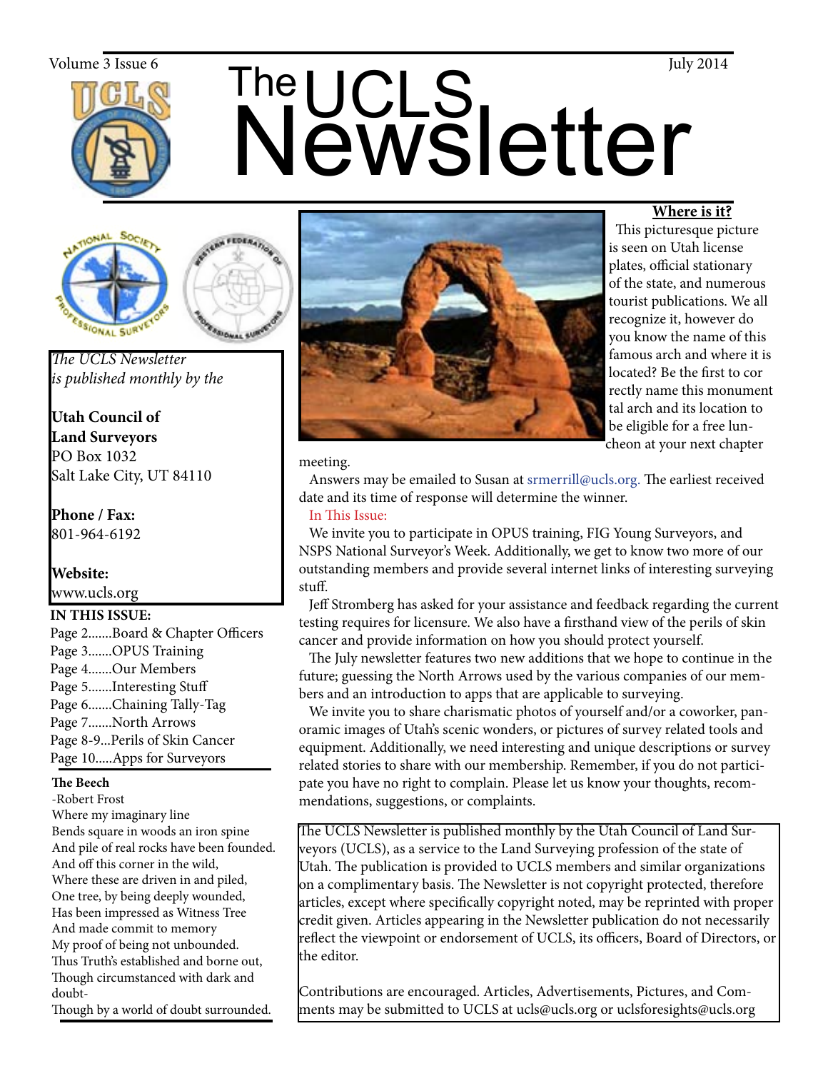Volume 3 Issue 6 July 2014

# The UCLS Newsletter

*The UCLS Newsletter is published monthly by the*

**Utah Council of Land Surveyors**
PO Box 1032
Salt Lake City, UT 84110

**Phone / Fax:**
801-964-6192

**Website:**
www.ucls.org

**IN THIS ISSUE:**

- Page 2.......Board & Chapter Officers
- Page 3.......OPUS Training
- Page 4.......Our Members
- Page 5.......Interesting Stuff
- Page 6.......Chaining Tally-Tag
- Page 7.......North Arrows
- Page 8-9...Perils of Skin Cancer
- Page 10.....Apps for Surveyors

**The Beech**
-Robert Frost

Where my imaginary line
Bends square in woods an iron spine
And pile of real rocks have been founded.
And off this corner in the wild,
Where these are driven in and piled,
One tree, by being deeply wounded,
Has been impressed as Witness Tree
And made commit to memory
My proof of being not unbounded.
Thus Truth's established and borne out,
Though circumstanced with dark and doubt-
Though by a world of doubt surrounded.

## Where is it?

This picturesque picture is seen on Utah license plates, official stationary of the state, and numerous tourist publications. We all recognize it, however do you know the name of this famous arch and where it is located? Be the first to correctly name this monumental arch and its location to be eligible for a free luncheon at your next chapter meeting.

Answers may be emailed to Susan at srmerrill@ucls.org. The earliest received date and its time of response will determine the winner.

In This Issue:

We invite you to participate in OPUS training, FIG Young Surveyors, and NSPS National Surveyor's Week. Additionally, we get to know two more of our outstanding members and provide several internet links of interesting surveying stuff.

Jeff Stromberg has asked for your assistance and feedback regarding the current testing requires for licensure. We also have a firsthand view of the perils of skin cancer and provide information on how you should protect yourself.

The July newsletter features two new additions that we hope to continue in the future; guessing the North Arrows used by the various companies of our members and an introduction to apps that are applicable to surveying.

We invite you to share charismatic photos of yourself and/or a coworker, panoramic images of Utah's scenic wonders, or pictures of survey related tools and equipment. Additionally, we need interesting and unique descriptions or survey related stories to share with our membership. Remember, if you do not participate you have no right to complain. Please let us know your thoughts, recommendations, suggestions, or complaints.

The UCLS Newsletter is published monthly by the Utah Council of Land Surveyors (UCLS), as a service to the Land Surveying profession of the state of Utah. The publication is provided to UCLS members and similar organizations on a complimentary basis. The Newsletter is not copyright protected, therefore articles, except where specifically copyright noted, may be reprinted with proper credit given. Articles appearing in the Newsletter publication do not necessarily reflect the viewpoint or endorsement of UCLS, its officers, Board of Directors, or the editor.

Contributions are encouraged. Articles, Advertisements, Pictures, and Comments may be submitted to UCLS at ucls@ucls.org or uclsforesights@ucls.org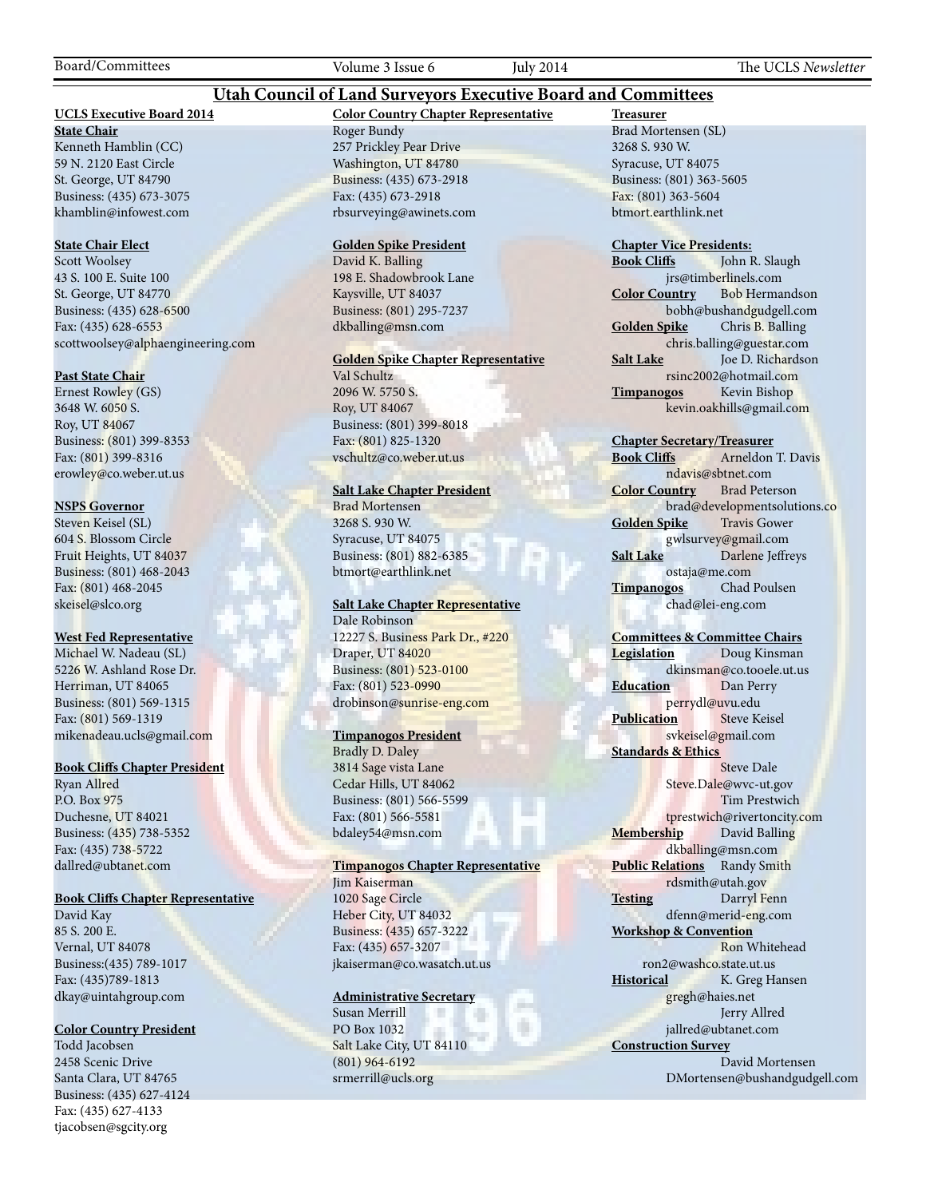# Utah Council of Land Surveyors Executive Board and Committees

**UCLS Executive Board 2014**

**State Chair**
Kenneth Hamblin (CC)
59 N. 2120 East Circle
St. George, UT 84790
Business: (435) 673-3075
khamblin@infowest.com

**State Chair Elect**
Scott Woolsey
43 S. 100 E. Suite 100
St. George, UT 84770
Business: (435) 628-6500
Fax: (435) 628-6553
scottwoolsey@alphaengineering.com

**Past State Chair**
Ernest Rowley (GS)
3648 W. 6050 S.
Roy, UT 84067
Business: (801) 399-8353
Fax: (801) 399-8316
erowley@co.weber.ut.us

**NSPS Governor**
Steven Keisel (SL)
604 S. Blossom Circle
Fruit Heights, UT 84037
Business: (801) 468-2043
Fax: (801) 468-2045
skeisel@slco.org

**West Fed Representative**
Michael W. Nadeau (SL)
5226 W. Ashland Rose Dr.
Herriman, UT 84065
Business: (801) 569-1315
Fax: (801) 569-1319
mikenadeau.ucls@gmail.com

**Book Cliffs Chapter President**
Ryan Allred
P.O. Box 975
Duchesne, UT 84021
Business: (435) 738-5352
Fax: (435) 738-5722
dallred@ubtanet.com

**Book Cliffs Chapter Representative**
David Kay
85 S. 200 E.
Vernal, UT 84078
Business:(435) 789-1017
Fax: (435)789-1813
dkay@uintahgroup.com

**Color Country President**
Todd Jacobsen
2458 Scenic Drive
Santa Clara, UT 84765
Business: (435) 627-4124
Fax: (435) 627-4133
tjacobsen@sgcity.org

**Color Country Chapter Representative**
Roger Bundy
257 Prickley Pear Drive
Washington, UT 84780
Business: (435) 673-2918
Fax: (435) 673-2918
rbsurveying@awinets.com

**Golden Spike President**
David K. Balling
198 E. Shadowbrook Lane
Kaysville, UT 84037
Business: (801) 295-7237
dkballing@msn.com

**Golden Spike Chapter Representative**
Val Schultz
2096 W. 5750 S.
Roy, UT 84067
Business: (801) 399-8018
Fax: (801) 825-1320
vschultz@co.weber.ut.us

**Salt Lake Chapter President**
Brad Mortensen
3268 S. 930 W.
Syracuse, UT 84075
Business: (801) 882-6385
btmort@earthlink.net

**Salt Lake Chapter Representative**
Dale Robinson
12227 S. Business Park Dr., #220
Draper, UT 84020
Business: (801) 523-0100
Fax: (801) 523-0990
drobinson@sunrise-eng.com

**Timpanogos President**
Bradly D. Daley
3814 Sage vista Lane
Cedar Hills, UT 84062
Business: (801) 566-5599
Fax: (801) 566-5581
bdaley54@msn.com

**Timpanogos Chapter Representative**
Jim Kaiserman
1020 Sage Circle
Heber City, UT 84032
Business: (435) 657-3222
Fax: (435) 657-3207
jkaiserman@co.wasatch.ut.us

**Administrative Secretary**
Susan Merrill
PO Box 1032
Salt Lake City, UT 84110
(801) 964-6192
srmerrill@ucls.org

**Treasurer**
Brad Mortensen (SL)
3268 S. 930 W.
Syracuse, UT 84075
Business: (801) 363-5605
Fax: (801) 363-5604
btmort.earthlink.net

**Chapter Vice Presidents:**

**Book Cliffs** John R. Slaugh
jrs@timberlinels.com
**Color Country** Bob Hermandson
bobh@bushandgudgell.com
**Golden Spike** Chris B. Balling
chris.balling@guestar.com
**Salt Lake** Joe D. Richardson
rsinc2002@hotmail.com
**Timpanogos** Kevin Bishop
kevin.oakhills@gmail.com

**Chapter Secretary/Treasurer**

**Book Cliffs** Arneldon T. Davis
ndavis@sbtnet.com
**Color Country** Brad Peterson
brad@developmentsolutions.co
**Golden Spike** Travis Gower
gwlsurvey@gmail.com
**Salt Lake** Darlene Jeffreys
ostaja@me.com
**Timpanogos** Chad Poulsen
chad@lei-eng.com

**Committees & Committee Chairs**

**Legislation** Doug Kinsman
dkinsman@co.tooele.ut.us
**Education** Dan Perry
perrydl@uvu.edu
**Publication** Steve Keisel
svkeisel@gmail.com
**Standards & Ethics**
Steve Dale
Steve.Dale@wvc-ut.gov
Tim Prestwich
tprestwich@rivertoncity.com
**Membership** David Balling
dkballing@msn.com
**Public Relations** Randy Smith
rdsmith@utah.gov
**Testing** Darryl Fenn
dfenn@merid-eng.com
**Workshop & Convention**
Ron Whitehead
ron2@washco.state.ut.us
**Historical** K. Greg Hansen
gregh@haies.net
Jerry Allred
jallred@ubtanet.com
**Construction Survey**
David Mortensen
DMortensen@bushandgudgell.com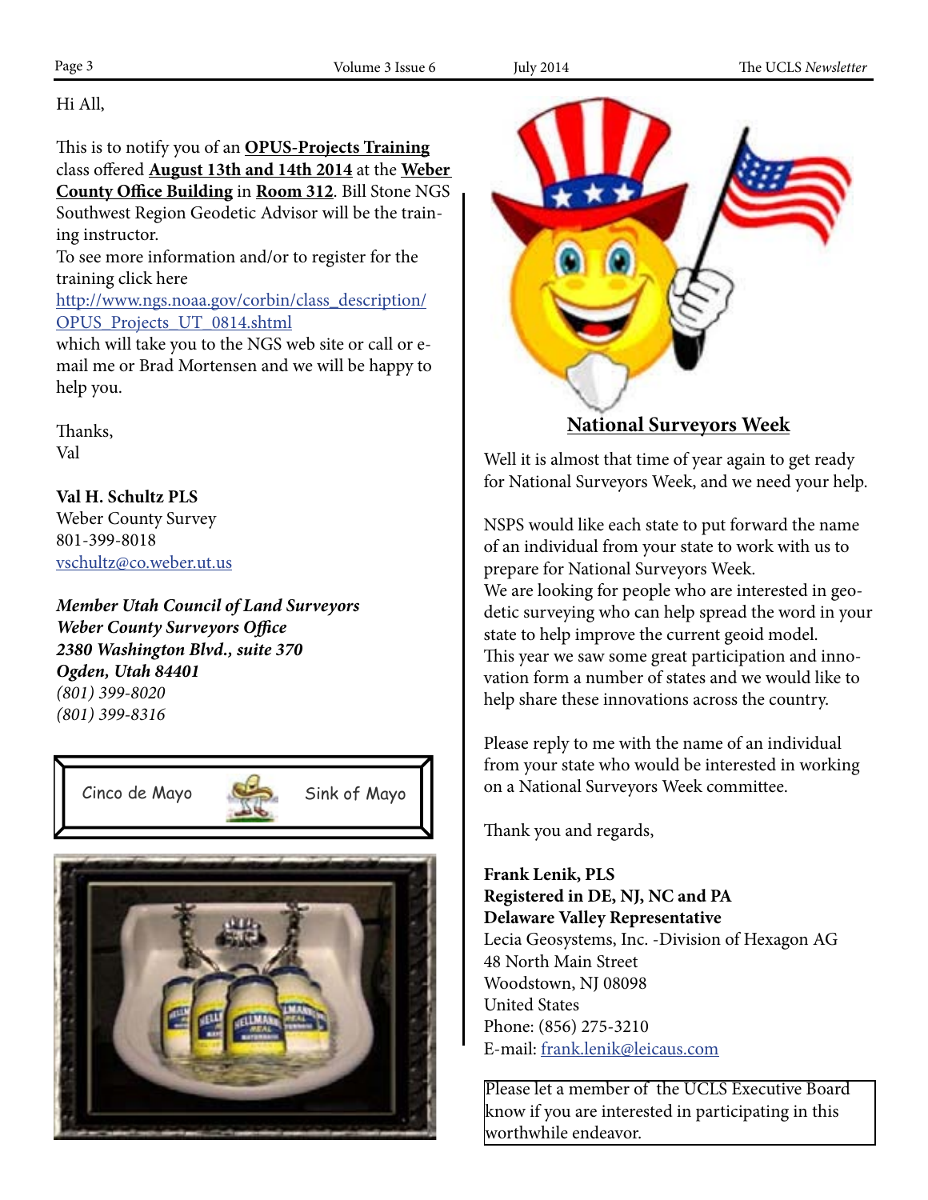Hi All,

This is to notify you of an **OPUS-Projects Training** class offered **August 13th and 14th 2014** at the **Weber County Office Building** in **Room 312**. Bill Stone NGS Southwest Region Geodetic Advisor will be the training instructor.
To see more information and/or to register for the training click here
http://www.ngs.noaa.gov/corbin/class_description/OPUS_Projects_UT_0814.shtml
which will take you to the NGS web site or call or e-mail me or Brad Mortensen and we will be happy to help you.

Thanks,
Val

**Val H. Schultz PLS**
Weber County Survey
801-399-8018
vschultz@co.weber.ut.us

***Member Utah Council of Land Surveyors***
***Weber County Surveyors Office***
***2380 Washington Blvd., suite 370***
***Ogden, Utah 84401***
*(801) 399-8020*
*(801) 399-8316*

Cinco de Mayo Sink of Mayo

## National Surveyors Week

Well it is almost that time of year again to get ready for National Surveyors Week, and we need your help.

NSPS would like each state to put forward the name of an individual from your state to work with us to prepare for National Surveyors Week.
We are looking for people who are interested in geodetic surveying who can help spread the word in your state to help improve the current geoid model.
This year we saw some great participation and innovation form a number of states and we would like to help share these innovations across the country.

Please reply to me with the name of an individual from your state who would be interested in working on a National Surveyors Week committee.

Thank you and regards,

**Frank Lenik, PLS**
**Registered in DE, NJ, NC and PA**
**Delaware Valley Representative**
Lecia Geosystems, Inc. -Division of Hexagon AG
48 North Main Street
Woodstown, NJ 08098
United States
Phone: (856) 275-3210
E-mail: frank.lenik@leicaus.com

Please let a member of the UCLS Executive Board know if you are interested in participating in this worthwhile endeavor.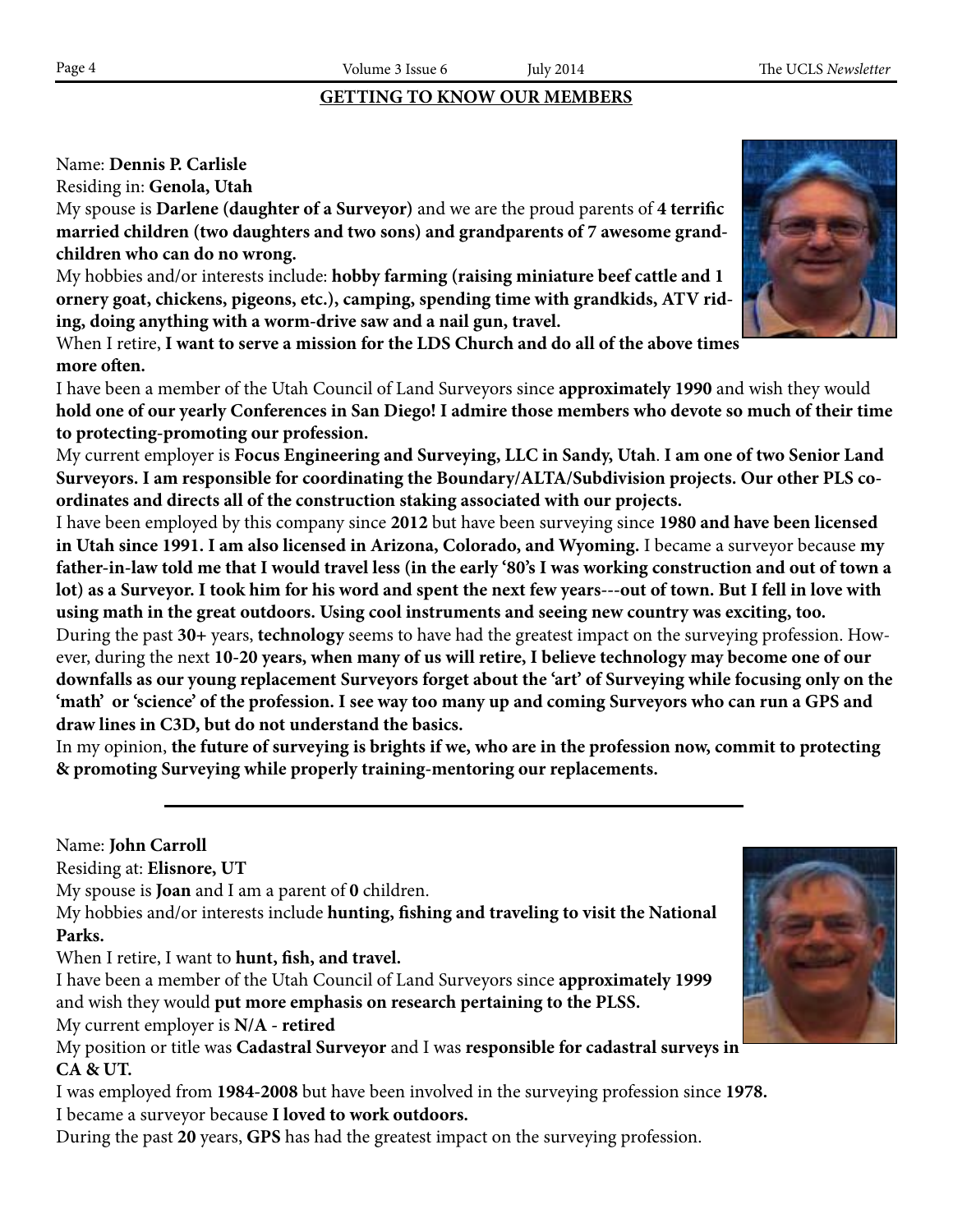## GETTING TO KNOW OUR MEMBERS

Name: **Dennis P. Carlisle**
Residing in: **Genola, Utah**
My spouse is **Darlene (daughter of a Surveyor)** and we are the proud parents of **4 terrific married children (two daughters and two sons) and grandparents of 7 awesome grand-children who can do no wrong.**
My hobbies and/or interests include: **hobby farming (raising miniature beef cattle and 1 ornery goat, chickens, pigeons, etc.), camping, spending time with grandkids, ATV riding, doing anything with a worm-drive saw and a nail gun, travel.**
When I retire, **I want to serve a mission for the LDS Church and do all of the above times more often.**
I have been a member of the Utah Council of Land Surveyors since **approximately 1990** and wish they would **hold one of our yearly Conferences in San Diego! I admire those members who devote so much of their time to protecting-promoting our profession.**
My current employer is **Focus Engineering and Surveying, LLC in Sandy, Utah**. **I am one of two Senior Land Surveyors. I am responsible for coordinating the Boundary/ALTA/Subdivision projects. Our other PLS coordinates and directs all of the construction staking associated with our projects.**
I have been employed by this company since **2012** but have been surveying since **1980 and have been licensed in Utah since 1991. I am also licensed in Arizona, Colorado, and Wyoming.** I became a surveyor because **my father-in-law told me that I would travel less (in the early '80's I was working construction and out of town a lot) as a Surveyor. I took him for his word and spent the next few years---out of town. But I fell in love with using math in the great outdoors. Using cool instruments and seeing new country was exciting, too.**
During the past **30+** years, **technology** seems to have had the greatest impact on the surveying profession. However, during the next **10-20 years, when many of us will retire, I believe technology may become one of our downfalls as our young replacement Surveyors forget about the 'art' of Surveying while focusing only on the 'math' or 'science' of the profession. I see way too many up and coming Surveyors who can run a GPS and draw lines in C3D, but do not understand the basics.**
In my opinion, **the future of surveying is brights if we, who are in the profession now, commit to protecting & promoting Surveying while properly training-mentoring our replacements.**

---

Name: **John Carroll**
Residing at: **Elisnore, UT**
My spouse is **Joan** and I am a parent of **0** children.
My hobbies and/or interests include **hunting, fishing and traveling to visit the National Parks.**
When I retire, I want to **hunt, fish, and travel.**
I have been a member of the Utah Council of Land Surveyors since **approximately 1999** and wish they would **put more emphasis on research pertaining to the PLSS.**
My current employer is **N/A** - **retired**
My position or title was **Cadastral Surveyor** and I was **responsible for cadastral surveys in CA & UT.**
I was employed from **1984-2008** but have been involved in the surveying profession since **1978.**
I became a surveyor because **I loved to work outdoors.**
During the past **20** years, **GPS** has had the greatest impact on the surveying profession.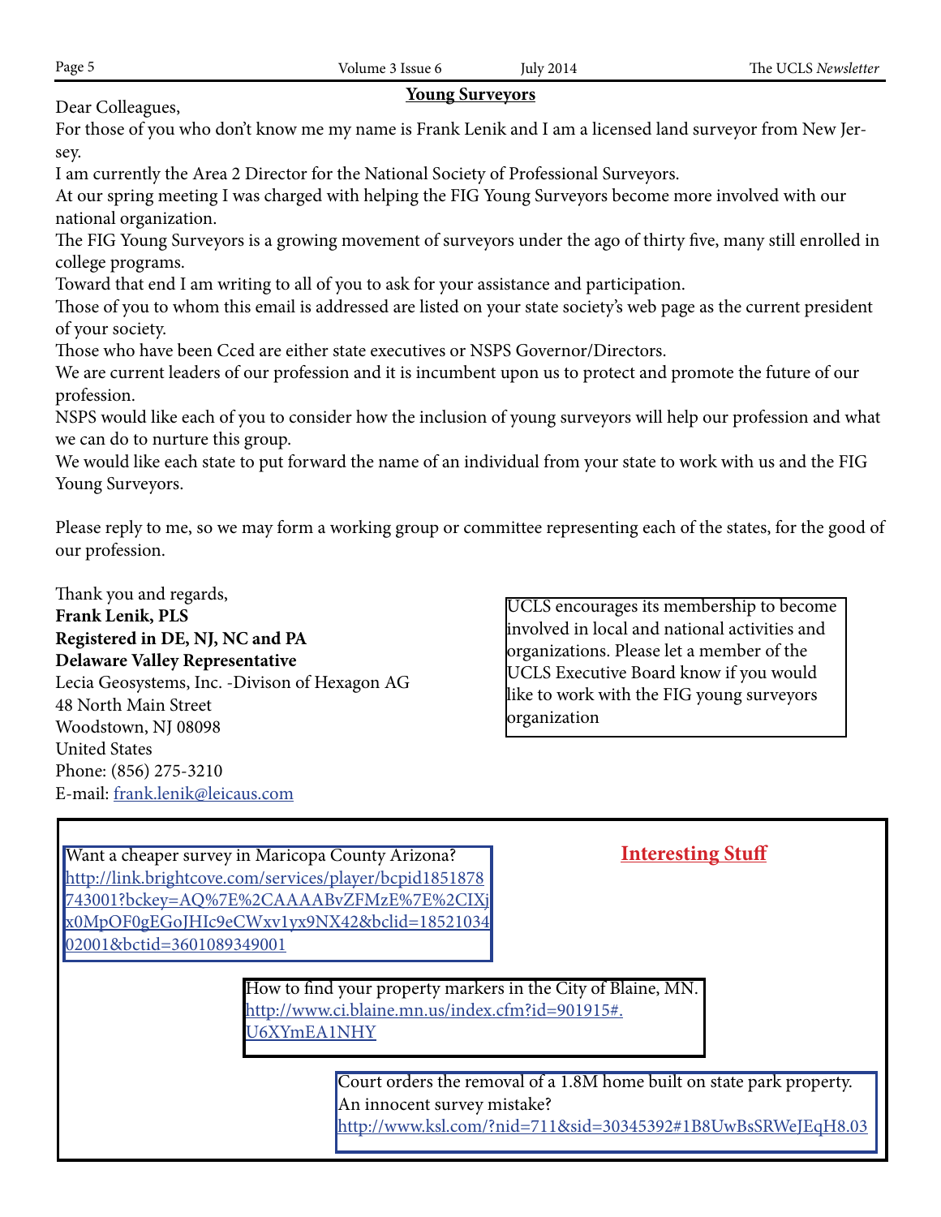## Young Surveyors

Dear Colleagues,

For those of you who don't know me my name is Frank Lenik and I am a licensed land surveyor from New Jersey.

I am currently the Area 2 Director for the National Society of Professional Surveyors.

At our spring meeting I was charged with helping the FIG Young Surveyors become more involved with our national organization.

The FIG Young Surveyors is a growing movement of surveyors under the ago of thirty five, many still enrolled in college programs.

Toward that end I am writing to all of you to ask for your assistance and participation.

Those of you to whom this email is addressed are listed on your state society's web page as the current president of your society.

Those who have been Cced are either state executives or NSPS Governor/Directors.

We are current leaders of our profession and it is incumbent upon us to protect and promote the future of our profession.

NSPS would like each of you to consider how the inclusion of young surveyors will help our profession and what we can do to nurture this group.

We would like each state to put forward the name of an individual from your state to work with us and the FIG Young Surveyors.

Please reply to me, so we may form a working group or committee representing each of the states, for the good of our profession.

Thank you and regards,
**Frank Lenik, PLS**
**Registered in DE, NJ, NC and PA**
**Delaware Valley Representative**
Lecia Geosystems, Inc. -Divison of Hexagon AG
48 North Main Street
Woodstown, NJ 08098
United States
Phone: (856) 275-3210
E-mail: frank.lenik@leicaus.com

UCLS encourages its membership to become involved in local and national activities and organizations. Please let a member of the UCLS Executive Board know if you would like to work with the FIG young surveyors organization

## Interesting Stuff

Want a cheaper survey in Maricopa County Arizona?
http://link.brightcove.com/services/player/bcpid1851878743001?bckey=AQ%7E%2CAAAABvZFMzE%7E%2CIXjx0MpOF0gEGoJHIc9eCWxv1yx9NX42&bclid=1852103402001&bctid=3601089349001

How to find your property markers in the City of Blaine, MN.
http://www.ci.blaine.mn.us/index.cfm?id=901915#.U6XYmEA1NHY

Court orders the removal of a 1.8M home built on state park property. An innocent survey mistake?
http://www.ksl.com/?nid=711&sid=30345392#1B8UwBsSRWeJEqH8.03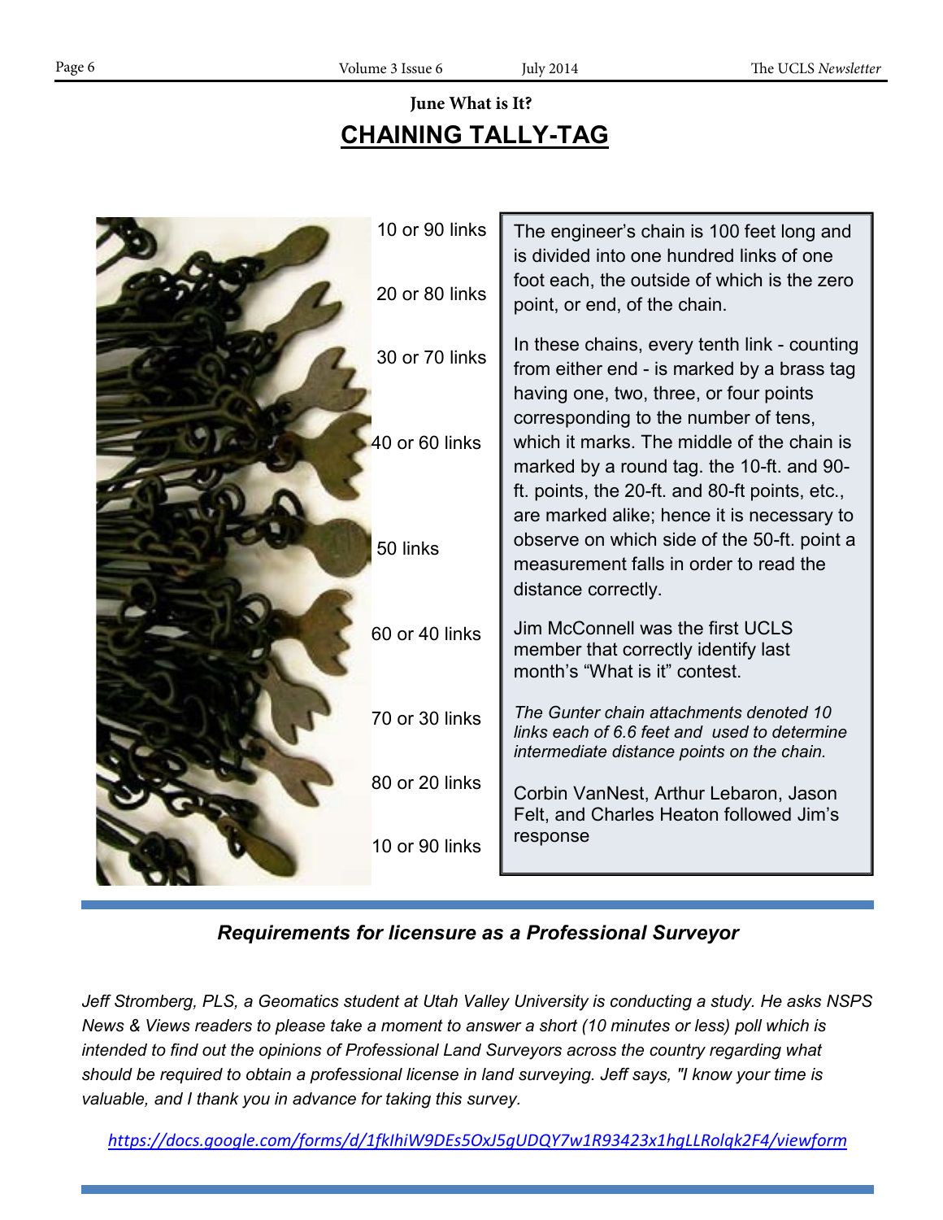**June What is It?**

## CHAINING TALLY-TAG

10 or 90 links

20 or 80 links

30 or 70 links

40 or 60 links

50 links

60 or 40 links

70 or 30 links

80 or 20 links

10 or 90 links

The engineer's chain is 100 feet long and is divided into one hundred links of one foot each, the outside of which is the zero point, or end, of the chain.

In these chains, every tenth link - counting from either end - is marked by a brass tag having one, two, three, or four points corresponding to the number of tens, which it marks. The middle of the chain is marked by a round tag. the 10-ft. and 90-ft. points, the 20-ft. and 80-ft points, etc., are marked alike; hence it is necessary to observe on which side of the 50-ft. point a measurement falls in order to read the distance correctly.

Jim McConnell was the first UCLS member that correctly identify last month's "What is it" contest.

*The Gunter chain attachments denoted 10 links each of 6.6 feet and used to determine intermediate distance points on the chain.*

Corbin VanNest, Arthur Lebaron, Jason Felt, and Charles Heaton followed Jim's response

---

### *Requirements for licensure as a Professional Surveyor*

*Jeff Stromberg, PLS, a Geomatics student at Utah Valley University is conducting a study. He asks NSPS News & Views readers to please take a moment to answer a short (10 minutes or less) poll which is intended to find out the opinions of Professional Land Surveyors across the country regarding what should be required to obtain a professional license in land surveying. Jeff says, "I know your time is valuable, and I thank you in advance for taking this survey.*

*https://docs.google.com/forms/d/1fkIhiW9DEs5OxJ5gUDQY7w1R93423x1hgLLRolqk2F4/viewform*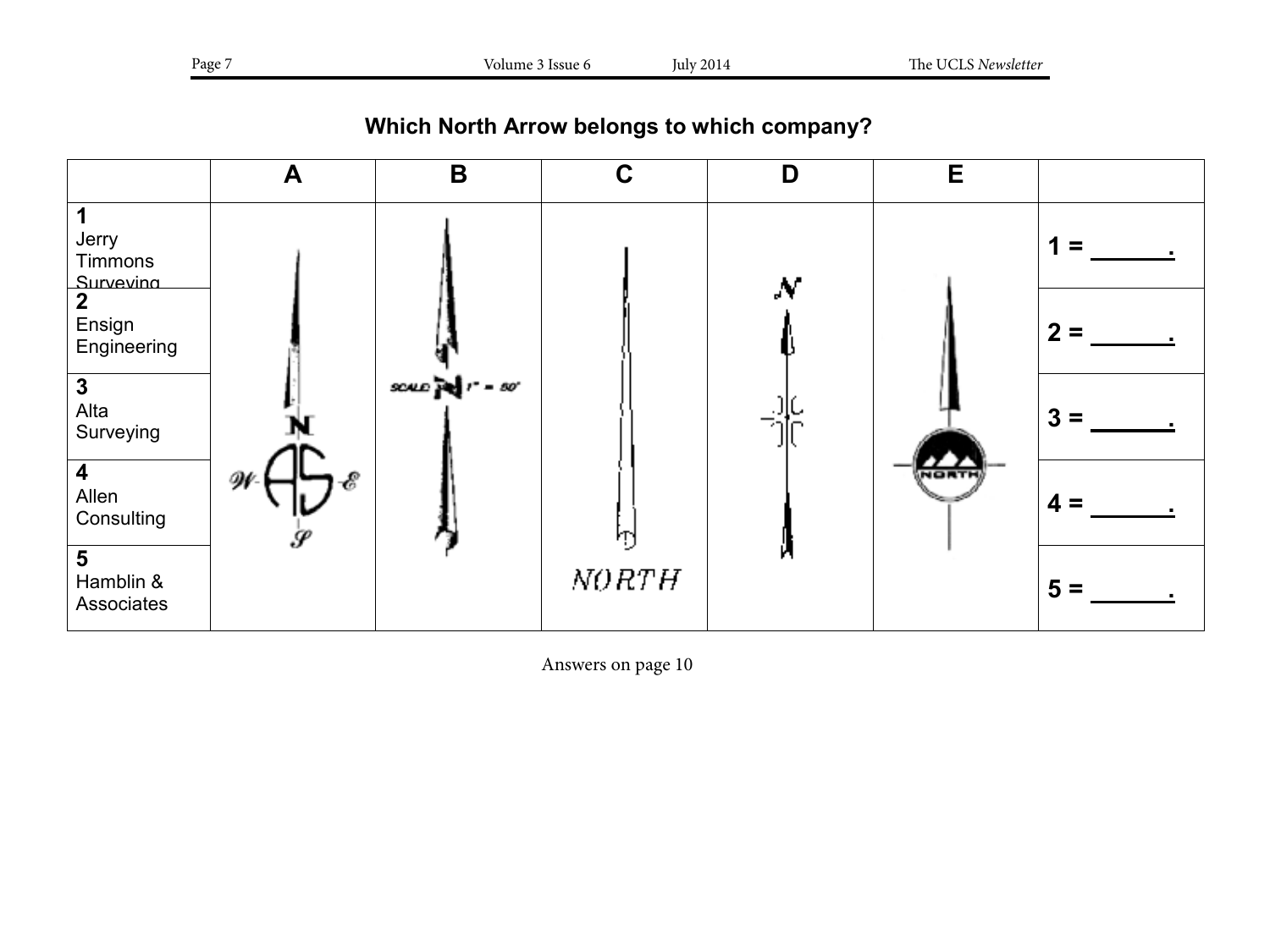## Which North Arrow belongs to which company?

| | A | B | C | D | E | |
|---|---|---|---|---|---|---|
| 1 Jerry Timmons Surveying | | | | | | 1 = ______. |
| 2 Ensign Engineering | | | | | | 2 = ______. |
| 3 Alta Surveying | | | | | | 3 = ______. |
| 4 Allen Consulting | | | | | | 4 = ______. |
| 5 Hamblin & Associates | | | | | | 5 = ______. |

Answers on page 10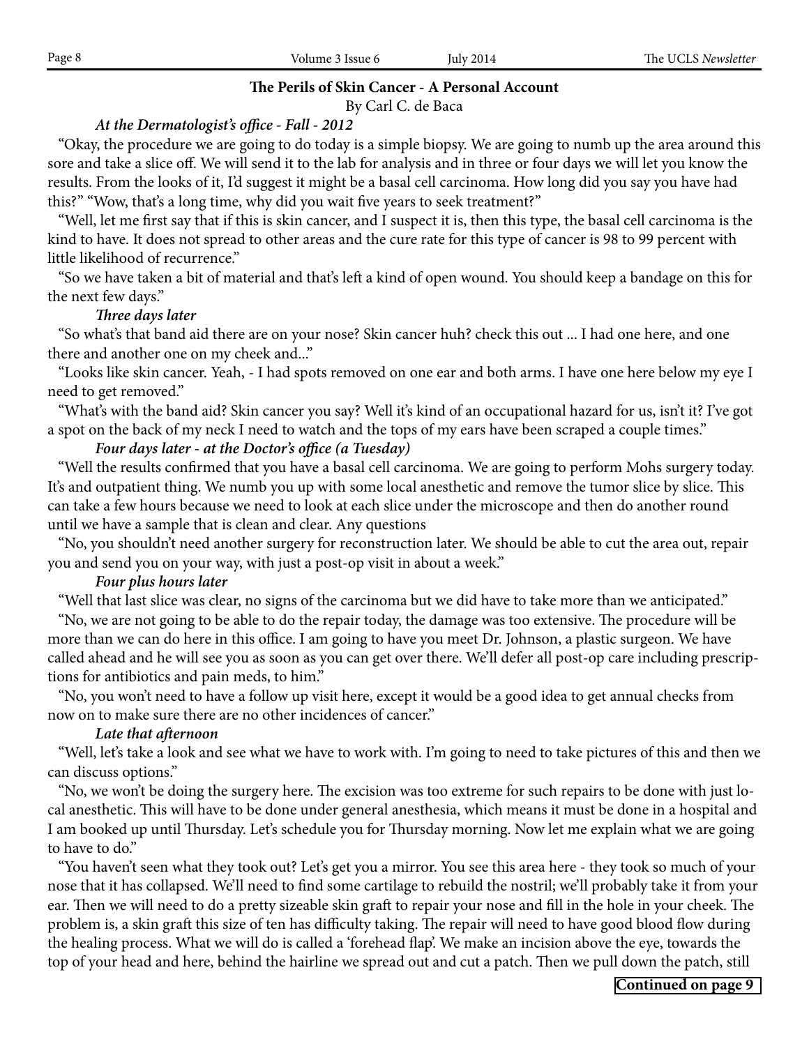## The Perils of Skin Cancer - A Personal Account

By Carl C. de Baca

***At the Dermatologist's office - Fall - 2012***

"Okay, the procedure we are going to do today is a simple biopsy. We are going to numb up the area around this sore and take a slice off. We will send it to the lab for analysis and in three or four days we will let you know the results. From the looks of it, I'd suggest it might be a basal cell carcinoma. How long did you say you have had this?" "Wow, that's a long time, why did you wait five years to seek treatment?"

"Well, let me first say that if this is skin cancer, and I suspect it is, then this type, the basal cell carcinoma is the kind to have. It does not spread to other areas and the cure rate for this type of cancer is 98 to 99 percent with little likelihood of recurrence."

"So we have taken a bit of material and that's left a kind of open wound. You should keep a bandage on this for the next few days."

***Three days later***

"So what's that band aid there are on your nose? Skin cancer huh? check this out ... I had one here, and one there and another one on my cheek and..."

"Looks like skin cancer. Yeah, - I had spots removed on one ear and both arms. I have one here below my eye I need to get removed."

"What's with the band aid? Skin cancer you say? Well it's kind of an occupational hazard for us, isn't it? I've got a spot on the back of my neck I need to watch and the tops of my ears have been scraped a couple times."

***Four days later - at the Doctor's office (a Tuesday)***

"Well the results confirmed that you have a basal cell carcinoma. We are going to perform Mohs surgery today. It's and outpatient thing. We numb you up with some local anesthetic and remove the tumor slice by slice. This can take a few hours because we need to look at each slice under the microscope and then do another round until we have a sample that is clean and clear. Any questions

"No, you shouldn't need another surgery for reconstruction later. We should be able to cut the area out, repair you and send you on your way, with just a post-op visit in about a week."

***Four plus hours later***

"Well that last slice was clear, no signs of the carcinoma but we did have to take more than we anticipated."

"No, we are not going to be able to do the repair today, the damage was too extensive. The procedure will be more than we can do here in this office. I am going to have you meet Dr. Johnson, a plastic surgeon. We have called ahead and he will see you as soon as you can get over there. We'll defer all post-op care including prescriptions for antibiotics and pain meds, to him."

"No, you won't need to have a follow up visit here, except it would be a good idea to get annual checks from now on to make sure there are no other incidences of cancer."

***Late that afternoon***

"Well, let's take a look and see what we have to work with. I'm going to need to take pictures of this and then we can discuss options."

"No, we won't be doing the surgery here. The excision was too extreme for such repairs to be done with just local anesthetic. This will have to be done under general anesthesia, which means it must be done in a hospital and I am booked up until Thursday. Let's schedule you for Thursday morning. Now let me explain what we are going to have to do."

"You haven't seen what they took out? Let's get you a mirror. You see this area here - they took so much of your nose that it has collapsed. We'll need to find some cartilage to rebuild the nostril; we'll probably take it from your ear. Then we will need to do a pretty sizeable skin graft to repair your nose and fill in the hole in your cheek. The problem is, a skin graft this size of ten has difficulty taking. The repair will need to have good blood flow during the healing process. What we will do is called a 'forehead flap'. We make an incision above the eye, towards the top of your head and here, behind the hairline we spread out and cut a patch. Then we pull down the patch, still

**Continued on page 9**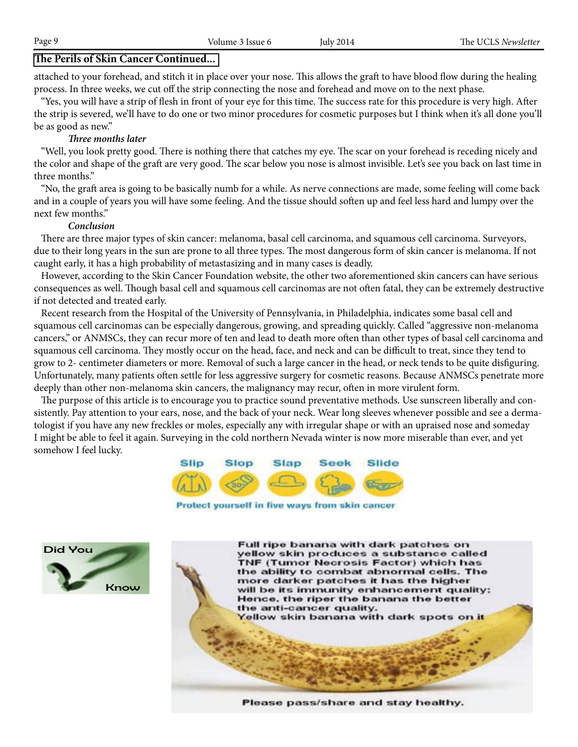## The Perils of Skin Cancer Continued...

attached to your forehead, and stitch it in place over your nose. This allows the graft to have blood flow during the healing process. In three weeks, we cut off the strip connecting the nose and forehead and move on to the next phase.

"Yes, you will have a strip of flesh in front of your eye for this time. The success rate for this procedure is very high. After the strip is severed, we'll have to do one or two minor procedures for cosmetic purposes but I think when it's all done you'll be as good as new."

***Three months later***

"Well, you look pretty good. There is nothing there that catches my eye. The scar on your forehead is receding nicely and the color and shape of the graft are very good. The scar below you nose is almost invisible. Let's see you back on last time in three months."

"No, the graft area is going to be basically numb for a while. As nerve connections are made, some feeling will come back and in a couple of years you will have some feeling. And the tissue should soften up and feel less hard and lumpy over the next few months."

***Conclusion***

There are three major types of skin cancer: melanoma, basal cell carcinoma, and squamous cell carcinoma. Surveyors, due to their long years in the sun are prone to all three types. The most dangerous form of skin cancer is melanoma. If not caught early, it has a high probability of metastasizing and in many cases is deadly.

However, according to the Skin Cancer Foundation website, the other two aforementioned skin cancers can have serious consequences as well. Though basal cell and squamous cell carcinomas are not often fatal, they can be extremely destructive if not detected and treated early.

Recent research from the Hospital of the University of Pennsylvania, in Philadelphia, indicates some basal cell and squamous cell carcinomas can be especially dangerous, growing, and spreading quickly. Called "aggressive non-melanoma cancers," or ANMSCs, they can recur more of ten and lead to death more often than other types of basal cell carcinoma and squamous cell carcinoma. They mostly occur on the head, face, and neck and can be difficult to treat, since they tend to grow to 2- centimeter diameters or more. Removal of such a large cancer in the head, or neck tends to be quite disfiguring. Unfortunately, many patients often settle for less aggressive surgery for cosmetic reasons. Because ANMSCs penetrate more deeply than other non-melanoma skin cancers, the malignancy may recur, often in more virulent form.

The purpose of this article is to encourage you to practice sound preventative methods. Use sunscreen liberally and consistently. Pay attention to your ears, nose, and the back of your neck. Wear long sleeves whenever possible and see a dermatologist if you have any new freckles or moles, especially any with irregular shape or with an upraised nose and someday I might be able to feel it again. Surveying in the cold northern Nevada winter is now more miserable than ever, and yet somehow I feel lucky.

Slip Slop Slap Seek Slide

Protect yourself in five ways from skin cancer

Did You Know

Full ripe banana with dark patches on yellow skin produces a substance called TNF (Tumor Necrosis Factor) which has the ability to combat abnormal cells. The more darker patches it has the higher will be its immunity enhancement quality: Hence, the riper the banana the better the anti-cancer quality.
Yellow skin banana with dark spots on it

Please pass/share and stay healthy.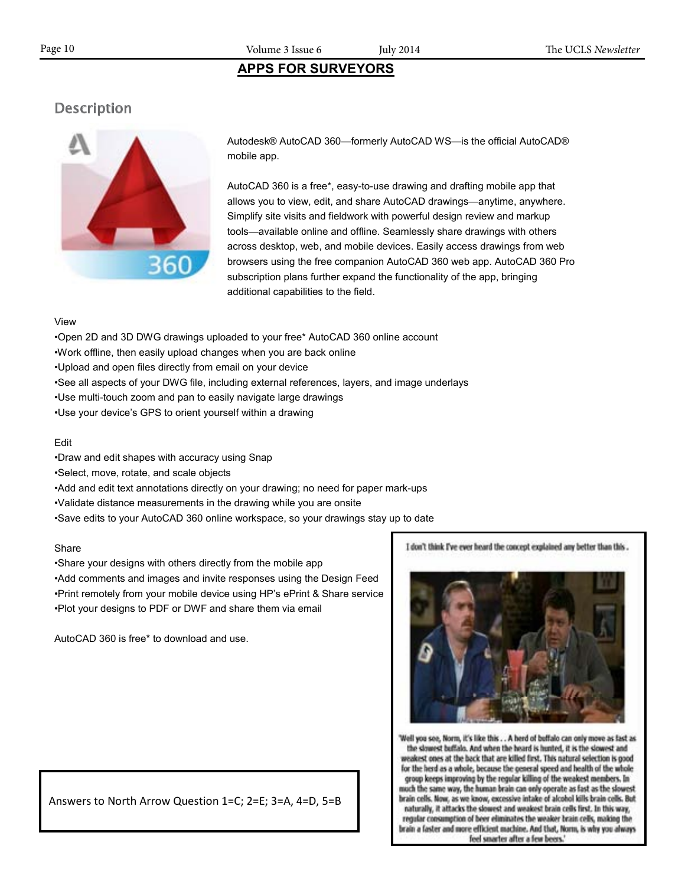## APPS FOR SURVEYORS

### Description

Autodesk® AutoCAD 360—formerly AutoCAD WS—is the official AutoCAD® mobile app.

AutoCAD 360 is a free*, easy-to-use drawing and drafting mobile app that allows you to view, edit, and share AutoCAD drawings—anytime, anywhere. Simplify site visits and fieldwork with powerful design review and markup tools—available online and offline. Seamlessly share drawings with others across desktop, web, and mobile devices. Easily access drawings from web browsers using the free companion AutoCAD 360 web app. AutoCAD 360 Pro subscription plans further expand the functionality of the app, bringing additional capabilities to the field.

View

- Open 2D and 3D DWG drawings uploaded to your free* AutoCAD 360 online account
- Work offline, then easily upload changes when you are back online
- Upload and open files directly from email on your device
- See all aspects of your DWG file, including external references, layers, and image underlays
- Use multi-touch zoom and pan to easily navigate large drawings
- Use your device's GPS to orient yourself within a drawing

Edit

- Draw and edit shapes with accuracy using Snap
- Select, move, rotate, and scale objects
- Add and edit text annotations directly on your drawing; no need for paper mark-ups
- Validate distance measurements in the drawing while you are onsite
- Save edits to your AutoCAD 360 online workspace, so your drawings stay up to date

Share

- Share your designs with others directly from the mobile app
- Add comments and images and invite responses using the Design Feed
- Print remotely from your mobile device using HP's ePrint & Share service
- Plot your designs to PDF or DWF and share them via email

AutoCAD 360 is free* to download and use.

Answers to North Arrow Question 1=C; 2=E; 3=A, 4=D, 5=B

I don't think I've ever heard the concept explained any better than this .

'Well you see, Norm, it's like this . . A herd of buffalo can only move as fast as the slowest buffalo. And when the heard is hunted, it is the slowest and weakest ones at the back that are killed first. This natural selection is good for the herd as a whole, because the general speed and health of the whole group keeps improving by the regular killing of the weakest members. In much the same way, the human brain can only operate as fast as the slowest brain cells. Now, as we know, excessive intake of alcohol kills brain cells. But naturally, it attacks the slowest and weakest brain cells first. In this way, regular consumption of beer eliminates the weaker brain cells, making the brain a faster and more efficient machine. And that, Norm, is why you always feel smarter after a few beers.'